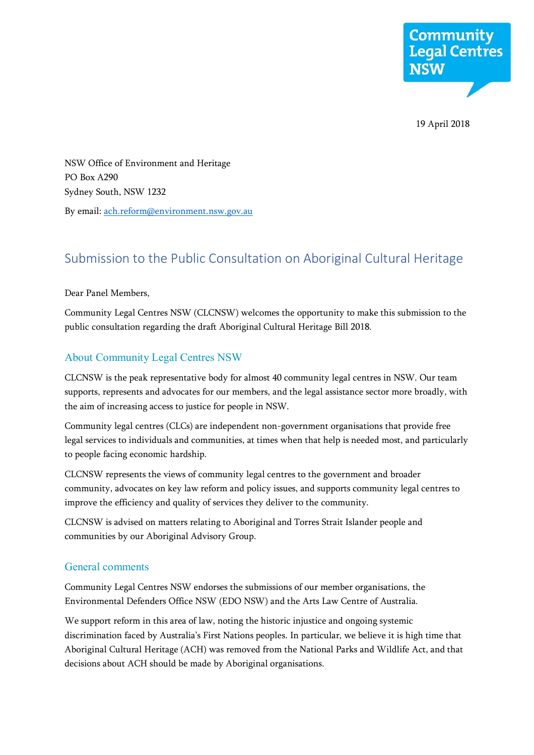Community Legal Centres NSW

19 April 2018

NSW Office of Environment and Heritage
PO Box A290
Sydney South, NSW 1232

By email: ach.reform@environment.nsw.gov.au

# Submission to the Public Consultation on Aboriginal Cultural Heritage

Dear Panel Members,

Community Legal Centres NSW (CLCNSW) welcomes the opportunity to make this submission to the public consultation regarding the draft Aboriginal Cultural Heritage Bill 2018.

## About Community Legal Centres NSW

CLCNSW is the peak representative body for almost 40 community legal centres in NSW. Our team supports, represents and advocates for our members, and the legal assistance sector more broadly, with the aim of increasing access to justice for people in NSW.

Community legal centres (CLCs) are independent non-government organisations that provide free legal services to individuals and communities, at times when that help is needed most, and particularly to people facing economic hardship.

CLCNSW represents the views of community legal centres to the government and broader community, advocates on key law reform and policy issues, and supports community legal centres to improve the efficiency and quality of services they deliver to the community.

CLCNSW is advised on matters relating to Aboriginal and Torres Strait Islander people and communities by our Aboriginal Advisory Group.

## General comments

Community Legal Centres NSW endorses the submissions of our member organisations, the Environmental Defenders Office NSW (EDO NSW) and the Arts Law Centre of Australia.

We support reform in this area of law, noting the historic injustice and ongoing systemic discrimination faced by Australia's First Nations peoples. In particular, we believe it is high time that Aboriginal Cultural Heritage (ACH) was removed from the National Parks and Wildlife Act, and that decisions about ACH should be made by Aboriginal organisations.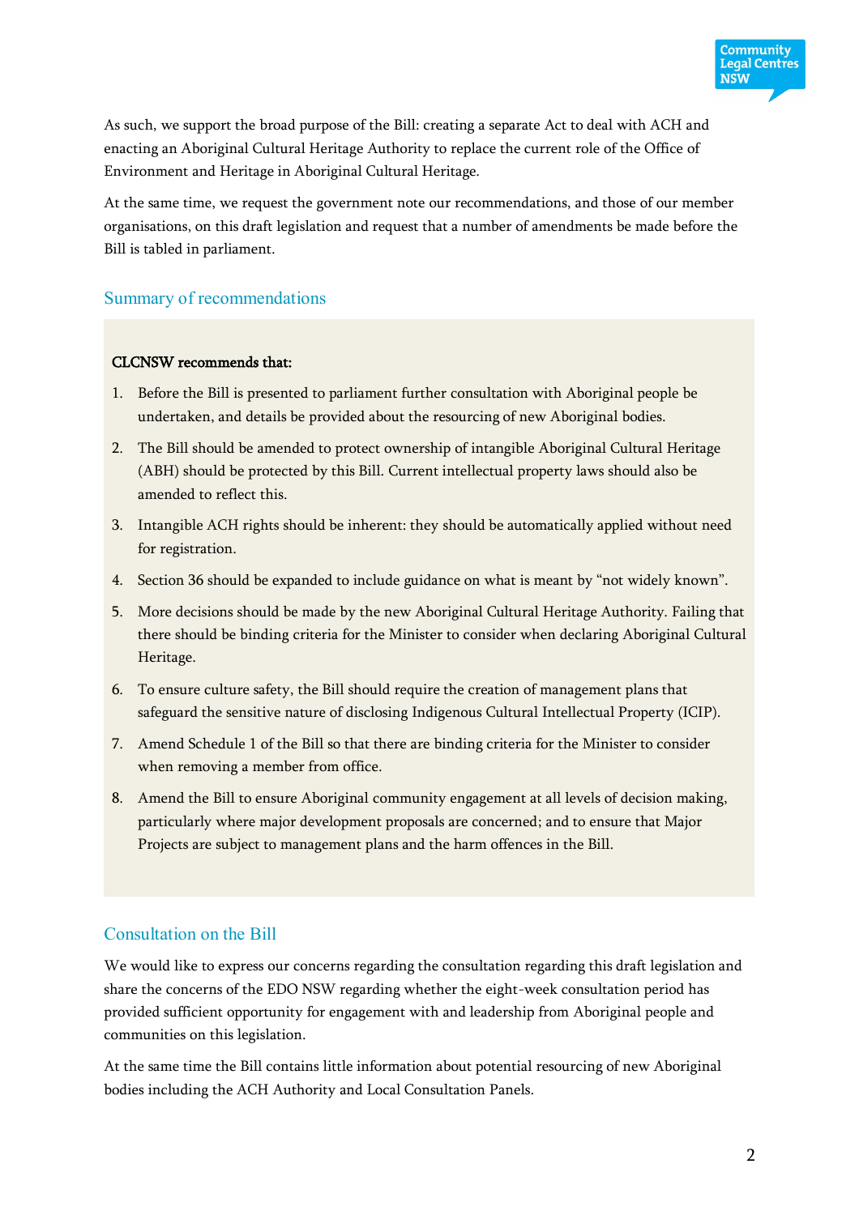As such, we support the broad purpose of the Bill: creating a separate Act to deal with ACH and enacting an Aboriginal Cultural Heritage Authority to replace the current role of the Office of Environment and Heritage in Aboriginal Cultural Heritage.

At the same time, we request the government note our recommendations, and those of our member organisations, on this draft legislation and request that a number of amendments be made before the Bill is tabled in parliament.

## Summary of recommendations

**CLCNSW recommends that:**

1. Before the Bill is presented to parliament further consultation with Aboriginal people be undertaken, and details be provided about the resourcing of new Aboriginal bodies.
2. The Bill should be amended to protect ownership of intangible Aboriginal Cultural Heritage (ABH) should be protected by this Bill. Current intellectual property laws should also be amended to reflect this.
3. Intangible ACH rights should be inherent: they should be automatically applied without need for registration.
4. Section 36 should be expanded to include guidance on what is meant by "not widely known".
5. More decisions should be made by the new Aboriginal Cultural Heritage Authority. Failing that there should be binding criteria for the Minister to consider when declaring Aboriginal Cultural Heritage.
6. To ensure culture safety, the Bill should require the creation of management plans that safeguard the sensitive nature of disclosing Indigenous Cultural Intellectual Property (ICIP).
7. Amend Schedule 1 of the Bill so that there are binding criteria for the Minister to consider when removing a member from office.
8. Amend the Bill to ensure Aboriginal community engagement at all levels of decision making, particularly where major development proposals are concerned; and to ensure that Major Projects are subject to management plans and the harm offences in the Bill.

## Consultation on the Bill

We would like to express our concerns regarding the consultation regarding this draft legislation and share the concerns of the EDO NSW regarding whether the eight-week consultation period has provided sufficient opportunity for engagement with and leadership from Aboriginal people and communities on this legislation.

At the same time the Bill contains little information about potential resourcing of new Aboriginal bodies including the ACH Authority and Local Consultation Panels.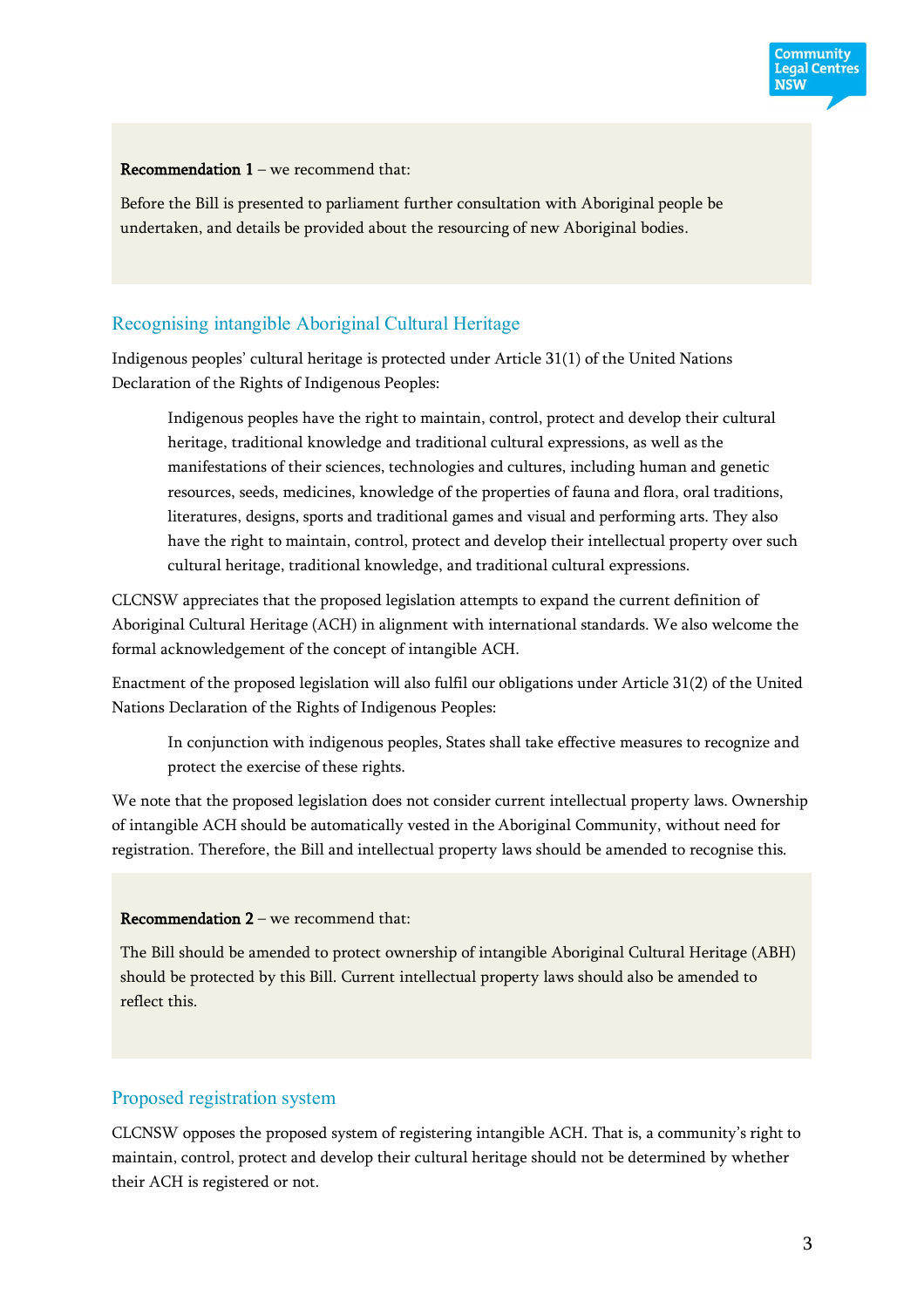**Recommendation 1** – we recommend that:

Before the Bill is presented to parliament further consultation with Aboriginal people be undertaken, and details be provided about the resourcing of new Aboriginal bodies.

## Recognising intangible Aboriginal Cultural Heritage

Indigenous peoples' cultural heritage is protected under Article 31(1) of the United Nations Declaration of the Rights of Indigenous Peoples:

> Indigenous peoples have the right to maintain, control, protect and develop their cultural heritage, traditional knowledge and traditional cultural expressions, as well as the manifestations of their sciences, technologies and cultures, including human and genetic resources, seeds, medicines, knowledge of the properties of fauna and flora, oral traditions, literatures, designs, sports and traditional games and visual and performing arts. They also have the right to maintain, control, protect and develop their intellectual property over such cultural heritage, traditional knowledge, and traditional cultural expressions.

CLCNSW appreciates that the proposed legislation attempts to expand the current definition of Aboriginal Cultural Heritage (ACH) in alignment with international standards. We also welcome the formal acknowledgement of the concept of intangible ACH.

Enactment of the proposed legislation will also fulfil our obligations under Article 31(2) of the United Nations Declaration of the Rights of Indigenous Peoples:

> In conjunction with indigenous peoples, States shall take effective measures to recognize and protect the exercise of these rights.

We note that the proposed legislation does not consider current intellectual property laws. Ownership of intangible ACH should be automatically vested in the Aboriginal Community, without need for registration. Therefore, the Bill and intellectual property laws should be amended to recognise this.

**Recommendation 2** – we recommend that:

The Bill should be amended to protect ownership of intangible Aboriginal Cultural Heritage (ABH) should be protected by this Bill. Current intellectual property laws should also be amended to reflect this.

## Proposed registration system

CLCNSW opposes the proposed system of registering intangible ACH. That is, a community's right to maintain, control, protect and develop their cultural heritage should not be determined by whether their ACH is registered or not.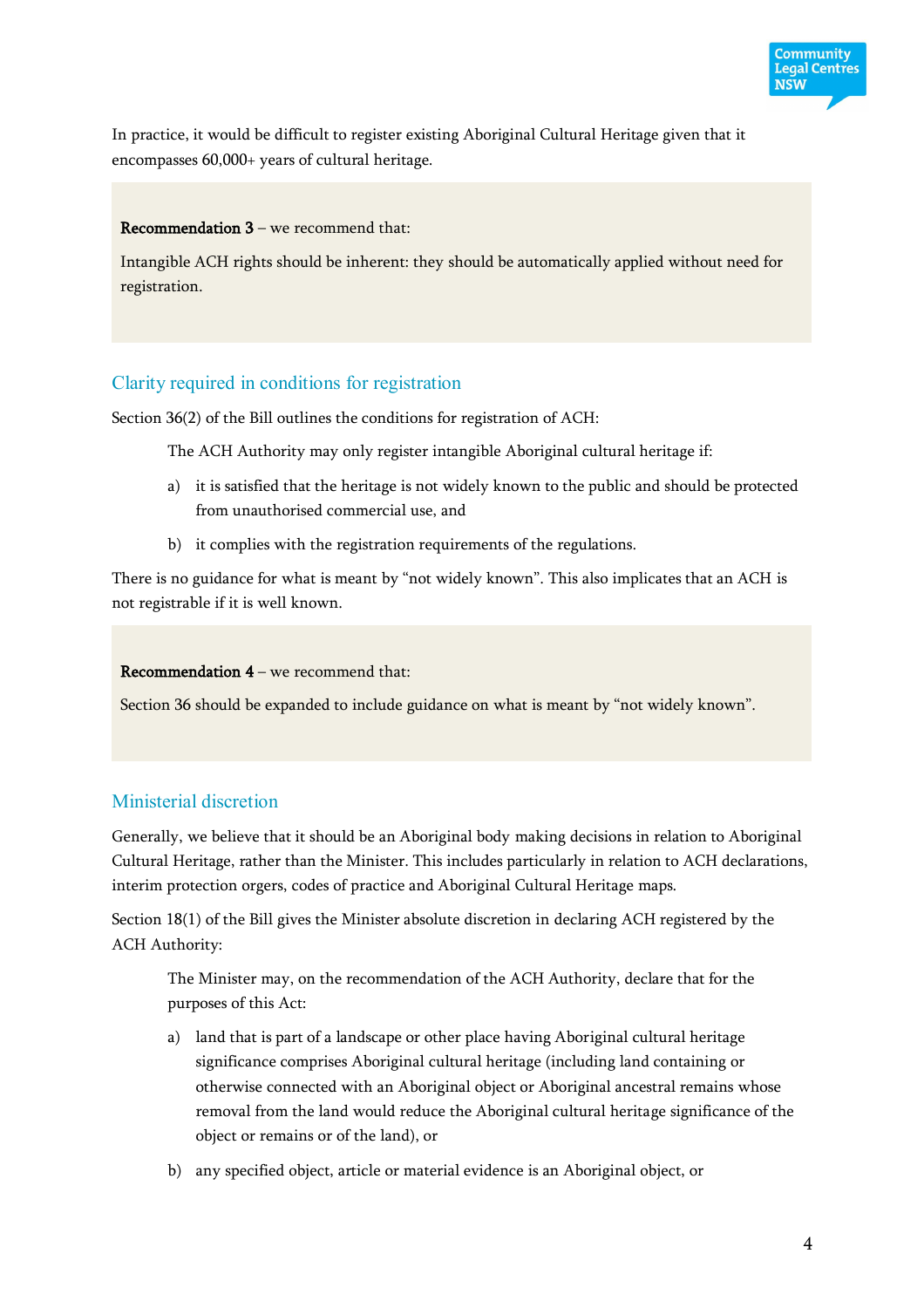In practice, it would be difficult to register existing Aboriginal Cultural Heritage given that it encompasses 60,000+ years of cultural heritage.

> **Recommendation 3** – we recommend that:
>
> Intangible ACH rights should be inherent: they should be automatically applied without need for registration.

## Clarity required in conditions for registration

Section 36(2) of the Bill outlines the conditions for registration of ACH:

> The ACH Authority may only register intangible Aboriginal cultural heritage if:
>
> a) it is satisfied that the heritage is not widely known to the public and should be protected from unauthorised commercial use, and
>
> b) it complies with the registration requirements of the regulations.

There is no guidance for what is meant by "not widely known". This also implicates that an ACH is not registrable if it is well known.

> **Recommendation 4** – we recommend that:
>
> Section 36 should be expanded to include guidance on what is meant by "not widely known".

## Ministerial discretion

Generally, we believe that it should be an Aboriginal body making decisions in relation to Aboriginal Cultural Heritage, rather than the Minister. This includes particularly in relation to ACH declarations, interim protection orgers, codes of practice and Aboriginal Cultural Heritage maps.

Section 18(1) of the Bill gives the Minister absolute discretion in declaring ACH registered by the ACH Authority:

> The Minister may, on the recommendation of the ACH Authority, declare that for the purposes of this Act:
>
> a) land that is part of a landscape or other place having Aboriginal cultural heritage significance comprises Aboriginal cultural heritage (including land containing or otherwise connected with an Aboriginal object or Aboriginal ancestral remains whose removal from the land would reduce the Aboriginal cultural heritage significance of the object or remains or of the land), or
>
> b) any specified object, article or material evidence is an Aboriginal object, or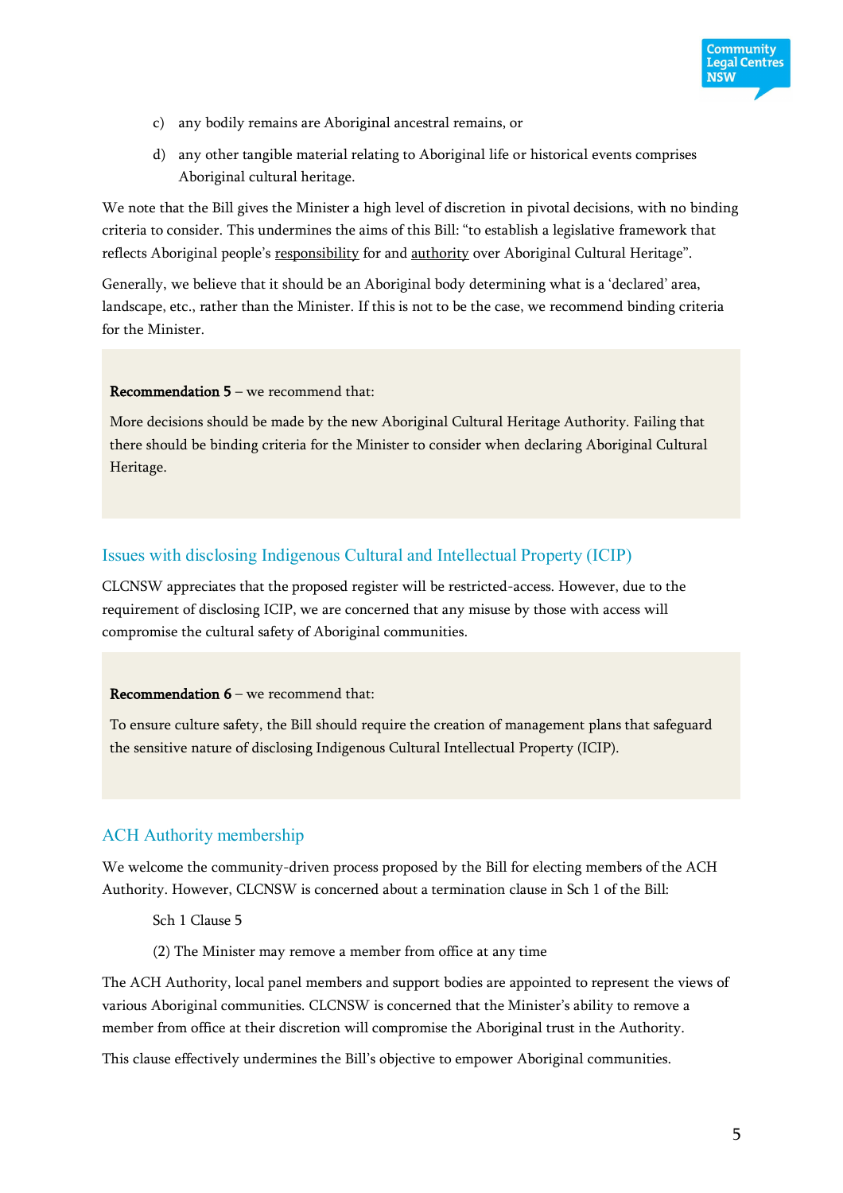c) any bodily remains are Aboriginal ancestral remains, or

d) any other tangible material relating to Aboriginal life or historical events comprises Aboriginal cultural heritage.

We note that the Bill gives the Minister a high level of discretion in pivotal decisions, with no binding criteria to consider. This undermines the aims of this Bill: “to establish a legislative framework that reflects Aboriginal people’s responsibility for and authority over Aboriginal Cultural Heritage”.

Generally, we believe that it should be an Aboriginal body determining what is a ‘declared’ area, landscape, etc., rather than the Minister. If this is not to be the case, we recommend binding criteria for the Minister.

> **Recommendation 5** – we recommend that:
>
> More decisions should be made by the new Aboriginal Cultural Heritage Authority. Failing that there should be binding criteria for the Minister to consider when declaring Aboriginal Cultural Heritage.

## Issues with disclosing Indigenous Cultural and Intellectual Property (ICIP)

CLCNSW appreciates that the proposed register will be restricted-access. However, due to the requirement of disclosing ICIP, we are concerned that any misuse by those with access will compromise the cultural safety of Aboriginal communities.

> **Recommendation 6** – we recommend that:
>
> To ensure culture safety, the Bill should require the creation of management plans that safeguard the sensitive nature of disclosing Indigenous Cultural Intellectual Property (ICIP).

## ACH Authority membership

We welcome the community-driven process proposed by the Bill for electing members of the ACH Authority. However, CLCNSW is concerned about a termination clause in Sch 1 of the Bill:

> Sch 1 Clause 5
>
> (2) The Minister may remove a member from office at any time

The ACH Authority, local panel members and support bodies are appointed to represent the views of various Aboriginal communities. CLCNSW is concerned that the Minister’s ability to remove a member from office at their discretion will compromise the Aboriginal trust in the Authority.

This clause effectively undermines the Bill’s objective to empower Aboriginal communities.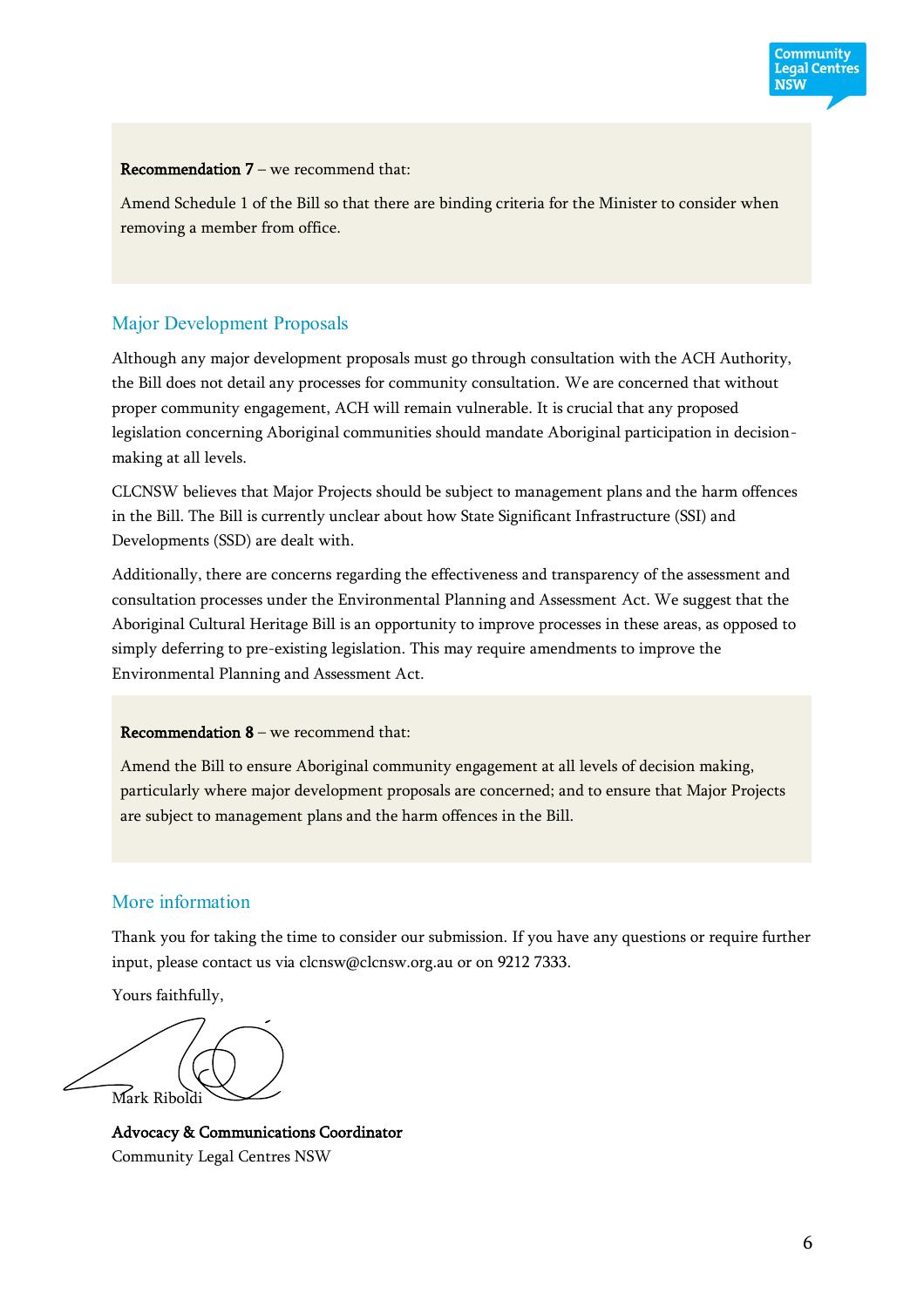**Recommendation 7** – we recommend that:

Amend Schedule 1 of the Bill so that there are binding criteria for the Minister to consider when removing a member from office.

## Major Development Proposals

Although any major development proposals must go through consultation with the ACH Authority, the Bill does not detail any processes for community consultation. We are concerned that without proper community engagement, ACH will remain vulnerable. It is crucial that any proposed legislation concerning Aboriginal communities should mandate Aboriginal participation in decision-making at all levels.

CLCNSW believes that Major Projects should be subject to management plans and the harm offences in the Bill. The Bill is currently unclear about how State Significant Infrastructure (SSI) and Developments (SSD) are dealt with.

Additionally, there are concerns regarding the effectiveness and transparency of the assessment and consultation processes under the Environmental Planning and Assessment Act. We suggest that the Aboriginal Cultural Heritage Bill is an opportunity to improve processes in these areas, as opposed to simply deferring to pre-existing legislation. This may require amendments to improve the Environmental Planning and Assessment Act.

**Recommendation 8** – we recommend that:

Amend the Bill to ensure Aboriginal community engagement at all levels of decision making, particularly where major development proposals are concerned; and to ensure that Major Projects are subject to management plans and the harm offences in the Bill.

## More information

Thank you for taking the time to consider our submission. If you have any questions or require further input, please contact us via clcnsw@clcnsw.org.au or on 9212 7333.

Yours faithfully,

Mark Riboldi

**Advocacy & Communications Coordinator**
Community Legal Centres NSW